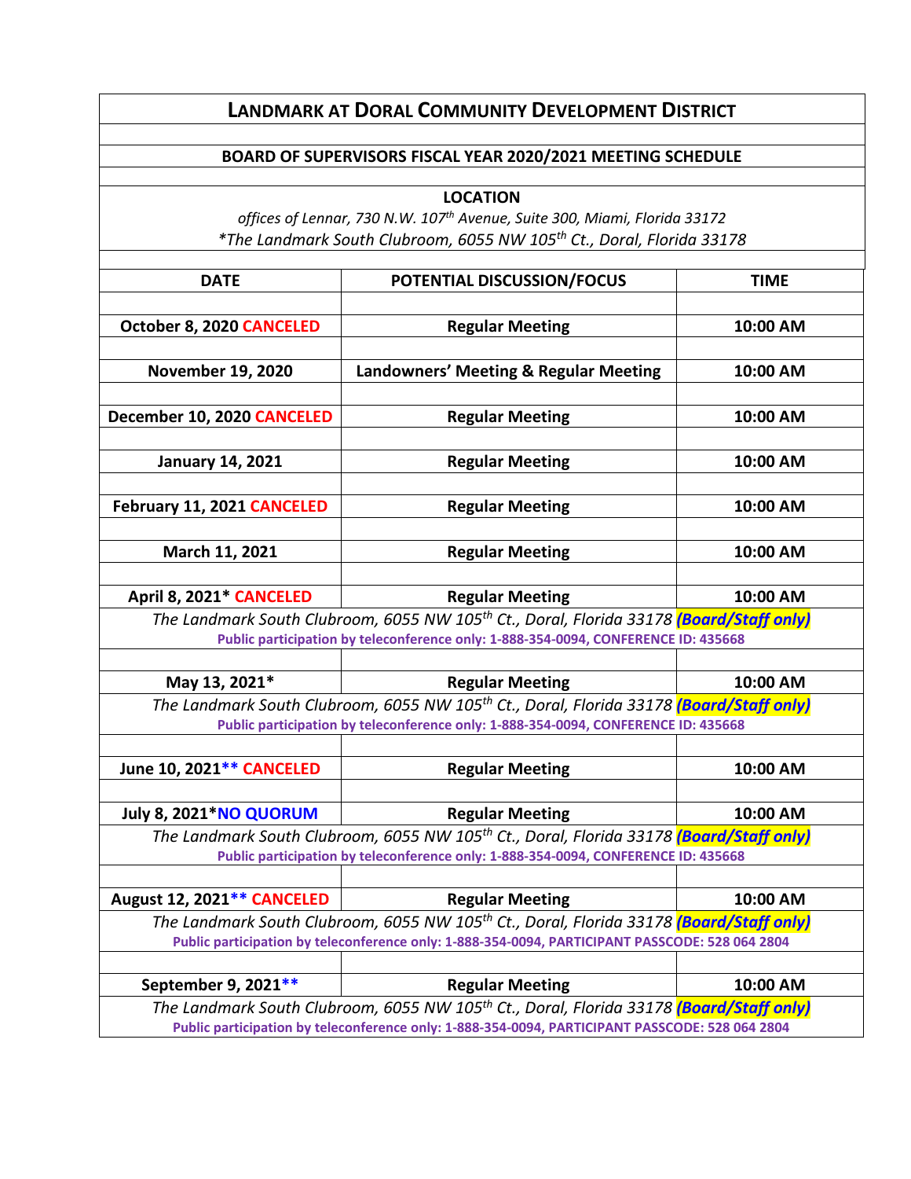# LANDMARK AT DORAL COMMUNITY DEVELOPMENT DISTRICT

## BOARD OF SUPERVISORS FISCAL YEAR 2020/2021 MEETING SCHEDULE

**LOCATION**

*offices of Lennar, 730 N.W. 107th Avenue, Suite 300, Miami, Florida 33172*

*\*The Landmark South Clubroom, 6055 NW 105th Ct., Doral, Florida 33178*

| DATE | POTENTIAL DISCUSSION/FOCUS | TIME |
|---|---|---|
| October 8, 2020 CANCELED | Regular Meeting | 10:00 AM |
| November 19, 2020 | Landowners' Meeting & Regular Meeting | 10:00 AM |
| December 10, 2020 CANCELED | Regular Meeting | 10:00 AM |
| January 14, 2021 | Regular Meeting | 10:00 AM |
| February 11, 2021 CANCELED | Regular Meeting | 10:00 AM |
| March 11, 2021 | Regular Meeting | 10:00 AM |
| April 8, 2021* CANCELED | Regular Meeting | 10:00 AM |
| *The Landmark South Clubroom, 6055 NW 105th Ct., Doral, Florida 33178* ***(Board/Staff only)*** Public participation by teleconference only: 1-888-354-0094, CONFERENCE ID: 435668 | | |
| May 13, 2021* | Regular Meeting | 10:00 AM |
| *The Landmark South Clubroom, 6055 NW 105th Ct., Doral, Florida 33178* ***(Board/Staff only)*** Public participation by teleconference only: 1-888-354-0094, CONFERENCE ID: 435668 | | |
| June 10, 2021** CANCELED | Regular Meeting | 10:00 AM |
| July 8, 2021* NO QUORUM | Regular Meeting | 10:00 AM |
| *The Landmark South Clubroom, 6055 NW 105th Ct., Doral, Florida 33178* ***(Board/Staff only)*** Public participation by teleconference only: 1-888-354-0094, CONFERENCE ID: 435668 | | |
| August 12, 2021** CANCELED | Regular Meeting | 10:00 AM |
| *The Landmark South Clubroom, 6055 NW 105th Ct., Doral, Florida 33178* ***(Board/Staff only)*** Public participation by teleconference only: 1-888-354-0094, PARTICIPANT PASSCODE: 528 064 2804 | | |
| September 9, 2021** | Regular Meeting | 10:00 AM |
| *The Landmark South Clubroom, 6055 NW 105th Ct., Doral, Florida 33178* ***(Board/Staff only)*** Public participation by teleconference only: 1-888-354-0094, PARTICIPANT PASSCODE: 528 064 2804 | | |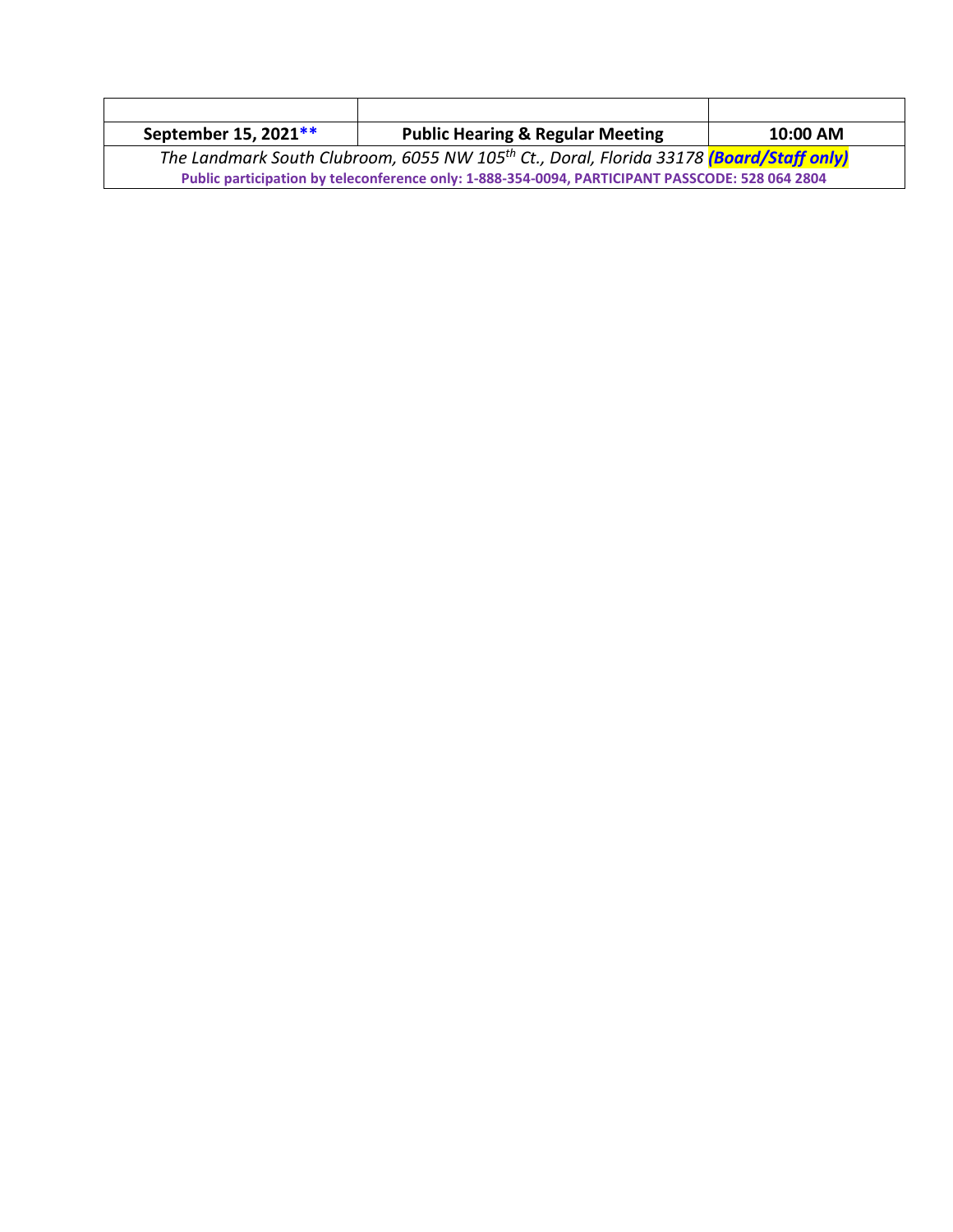| | | |
|---|---|---|
| | | |
| **September 15, 2021**\*\* | **Public Hearing & Regular Meeting** | **10:00 AM** |
| *The Landmark South Clubroom, 6055 NW 105th Ct., Doral, Florida 33178* ***(Board/Staff only)*** | | |
| **Public participation by teleconference only: 1-888-354-0094, PARTICIPANT PASSCODE: 528 064 2804** | | |